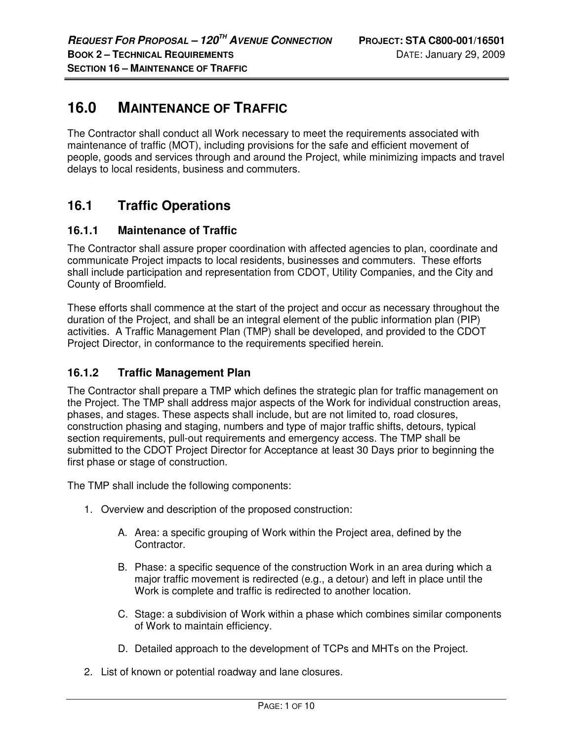# 16.0 MAINTENANCE OF TRAFFIC

The Contractor shall conduct all Work necessary to meet the requirements associated with maintenance of traffic (MOT), including provisions for the safe and efficient movement of people, goods and services through and around the Project, while minimizing impacts and travel delays to local residents, business and commuters.

## 16.1 Traffic Operations

### 16.1.1 Maintenance of Traffic

The Contractor shall assure proper coordination with affected agencies to plan, coordinate and communicate Project impacts to local residents, businesses and commuters. These efforts shall include participation and representation from CDOT, Utility Companies, and the City and County of Broomfield.

These efforts shall commence at the start of the project and occur as necessary throughout the duration of the Project, and shall be an integral element of the public information plan (PIP) activities. A Traffic Management Plan (TMP) shall be developed, and provided to the CDOT Project Director, in conformance to the requirements specified herein.

### 16.1.2 Traffic Management Plan

The Contractor shall prepare a TMP which defines the strategic plan for traffic management on the Project. The TMP shall address major aspects of the Work for individual construction areas, phases, and stages. These aspects shall include, but are not limited to, road closures, construction phasing and staging, numbers and type of major traffic shifts, detours, typical section requirements, pull-out requirements and emergency access. The TMP shall be submitted to the CDOT Project Director for Acceptance at least 30 Days prior to beginning the first phase or stage of construction.

The TMP shall include the following components:

1. Overview and description of the proposed construction:

    A. Area: a specific grouping of Work within the Project area, defined by the Contractor.

    B. Phase: a specific sequence of the construction Work in an area during which a major traffic movement is redirected (e.g., a detour) and left in place until the Work is complete and traffic is redirected to another location.

    C. Stage: a subdivision of Work within a phase which combines similar components of Work to maintain efficiency.

    D. Detailed approach to the development of TCPs and MHTs on the Project.

2. List of known or potential roadway and lane closures.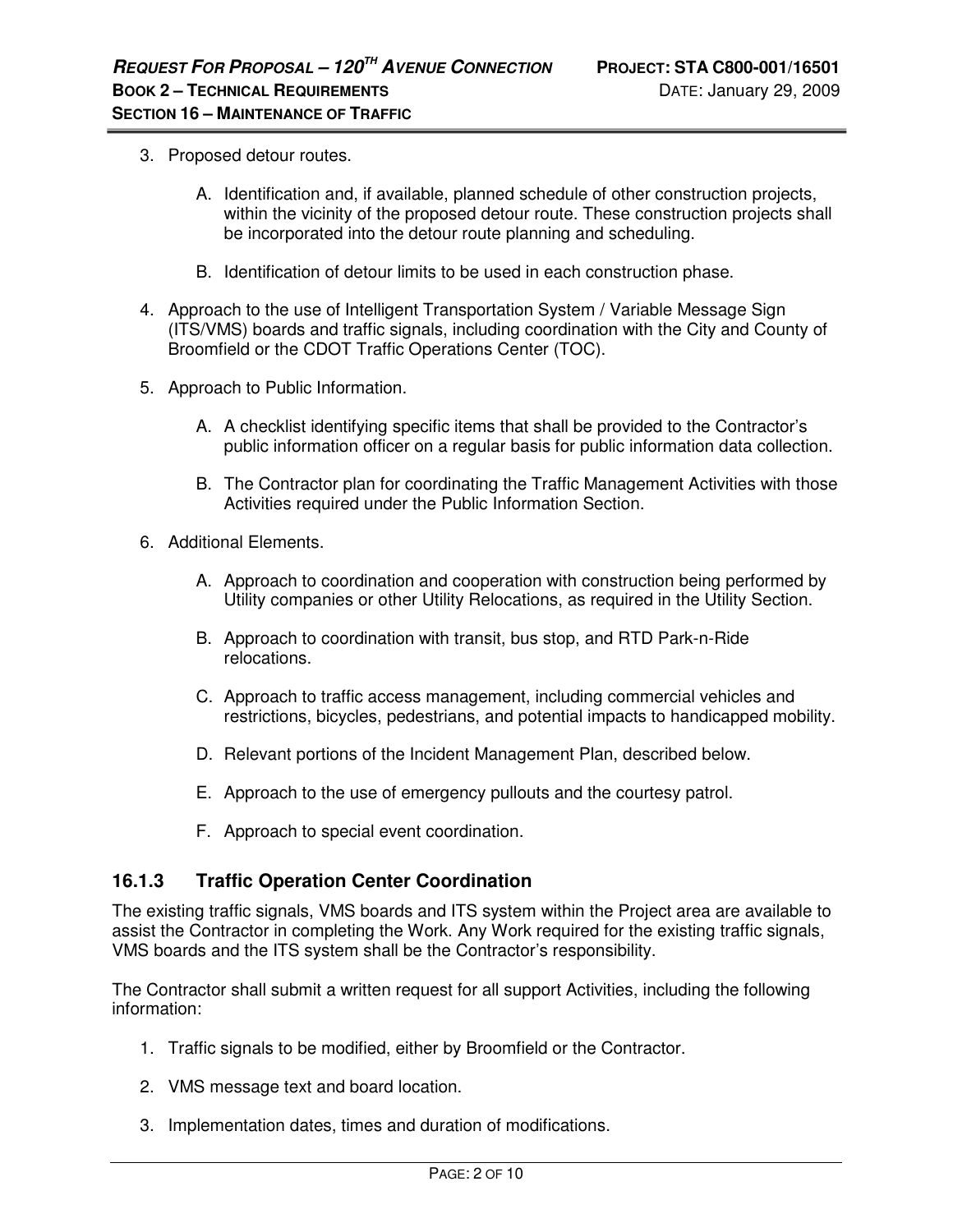3. Proposed detour routes.

    A. Identification and, if available, planned schedule of other construction projects, within the vicinity of the proposed detour route. These construction projects shall be incorporated into the detour route planning and scheduling.

    B. Identification of detour limits to be used in each construction phase.

4. Approach to the use of Intelligent Transportation System / Variable Message Sign (ITS/VMS) boards and traffic signals, including coordination with the City and County of Broomfield or the CDOT Traffic Operations Center (TOC).

5. Approach to Public Information.

    A. A checklist identifying specific items that shall be provided to the Contractor's public information officer on a regular basis for public information data collection.

    B. The Contractor plan for coordinating the Traffic Management Activities with those Activities required under the Public Information Section.

6. Additional Elements.

    A. Approach to coordination and cooperation with construction being performed by Utility companies or other Utility Relocations, as required in the Utility Section.

    B. Approach to coordination with transit, bus stop, and RTD Park-n-Ride relocations.

    C. Approach to traffic access management, including commercial vehicles and restrictions, bicycles, pedestrians, and potential impacts to handicapped mobility.

    D. Relevant portions of the Incident Management Plan, described below.

    E. Approach to the use of emergency pullouts and the courtesy patrol.

    F. Approach to special event coordination.

### 16.1.3 Traffic Operation Center Coordination

The existing traffic signals, VMS boards and ITS system within the Project area are available to assist the Contractor in completing the Work. Any Work required for the existing traffic signals, VMS boards and the ITS system shall be the Contractor's responsibility.

The Contractor shall submit a written request for all support Activities, including the following information:

1. Traffic signals to be modified, either by Broomfield or the Contractor.

2. VMS message text and board location.

3. Implementation dates, times and duration of modifications.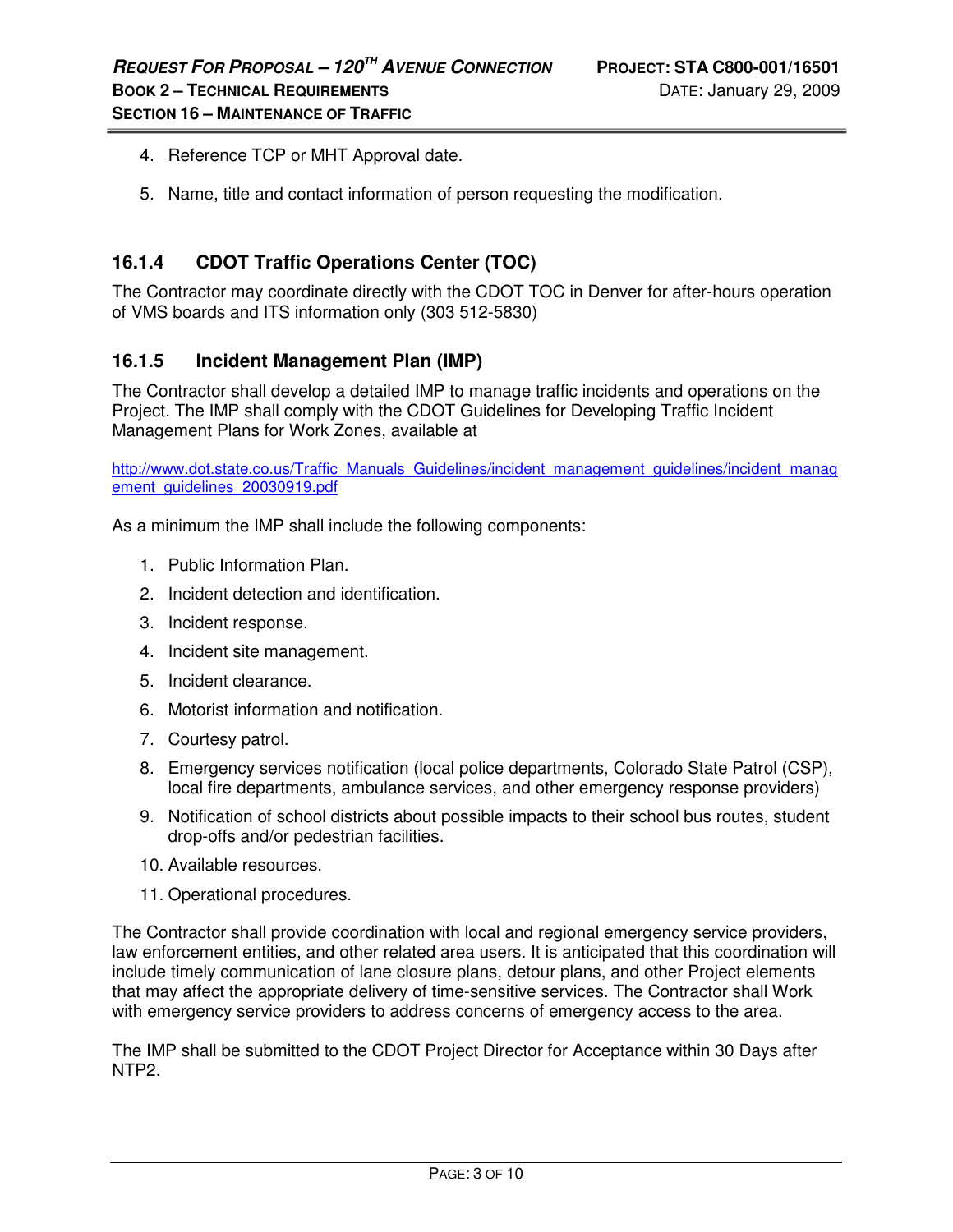4. Reference TCP or MHT Approval date.

5. Name, title and contact information of person requesting the modification.

### 16.1.4 CDOT Traffic Operations Center (TOC)

The Contractor may coordinate directly with the CDOT TOC in Denver for after-hours operation of VMS boards and ITS information only (303 512-5830)

### 16.1.5 Incident Management Plan (IMP)

The Contractor shall develop a detailed IMP to manage traffic incidents and operations on the Project. The IMP shall comply with the CDOT Guidelines for Developing Traffic Incident Management Plans for Work Zones, available at

http://www.dot.state.co.us/Traffic_Manuals_Guidelines/incident_management_guidelines/incident_management_guidelines_20030919.pdf

As a minimum the IMP shall include the following components:

1. Public Information Plan.
2. Incident detection and identification.
3. Incident response.
4. Incident site management.
5. Incident clearance.
6. Motorist information and notification.
7. Courtesy patrol.
8. Emergency services notification (local police departments, Colorado State Patrol (CSP), local fire departments, ambulance services, and other emergency response providers)
9. Notification of school districts about possible impacts to their school bus routes, student drop-offs and/or pedestrian facilities.
10. Available resources.
11. Operational procedures.

The Contractor shall provide coordination with local and regional emergency service providers, law enforcement entities, and other related area users. It is anticipated that this coordination will include timely communication of lane closure plans, detour plans, and other Project elements that may affect the appropriate delivery of time-sensitive services. The Contractor shall Work with emergency service providers to address concerns of emergency access to the area.

The IMP shall be submitted to the CDOT Project Director for Acceptance within 30 Days after NTP2.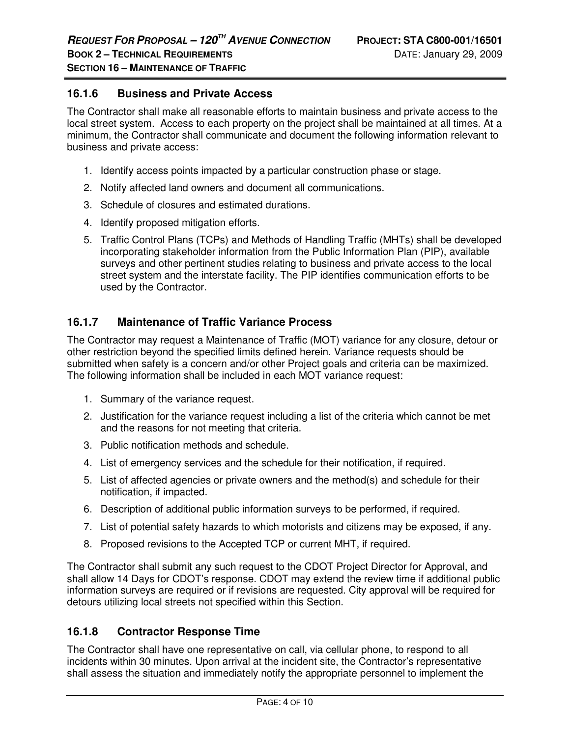### 16.1.6 Business and Private Access

The Contractor shall make all reasonable efforts to maintain business and private access to the local street system. Access to each property on the project shall be maintained at all times. At a minimum, the Contractor shall communicate and document the following information relevant to business and private access:

1. Identify access points impacted by a particular construction phase or stage.
2. Notify affected land owners and document all communications.
3. Schedule of closures and estimated durations.
4. Identify proposed mitigation efforts.
5. Traffic Control Plans (TCPs) and Methods of Handling Traffic (MHTs) shall be developed incorporating stakeholder information from the Public Information Plan (PIP), available surveys and other pertinent studies relating to business and private access to the local street system and the interstate facility. The PIP identifies communication efforts to be used by the Contractor.

### 16.1.7 Maintenance of Traffic Variance Process

The Contractor may request a Maintenance of Traffic (MOT) variance for any closure, detour or other restriction beyond the specified limits defined herein. Variance requests should be submitted when safety is a concern and/or other Project goals and criteria can be maximized. The following information shall be included in each MOT variance request:

1. Summary of the variance request.
2. Justification for the variance request including a list of the criteria which cannot be met and the reasons for not meeting that criteria.
3. Public notification methods and schedule.
4. List of emergency services and the schedule for their notification, if required.
5. List of affected agencies or private owners and the method(s) and schedule for their notification, if impacted.
6. Description of additional public information surveys to be performed, if required.
7. List of potential safety hazards to which motorists and citizens may be exposed, if any.
8. Proposed revisions to the Accepted TCP or current MHT, if required.

The Contractor shall submit any such request to the CDOT Project Director for Approval, and shall allow 14 Days for CDOT's response. CDOT may extend the review time if additional public information surveys are required or if revisions are requested. City approval will be required for detours utilizing local streets not specified within this Section.

### 16.1.8 Contractor Response Time

The Contractor shall have one representative on call, via cellular phone, to respond to all incidents within 30 minutes. Upon arrival at the incident site, the Contractor's representative shall assess the situation and immediately notify the appropriate personnel to implement the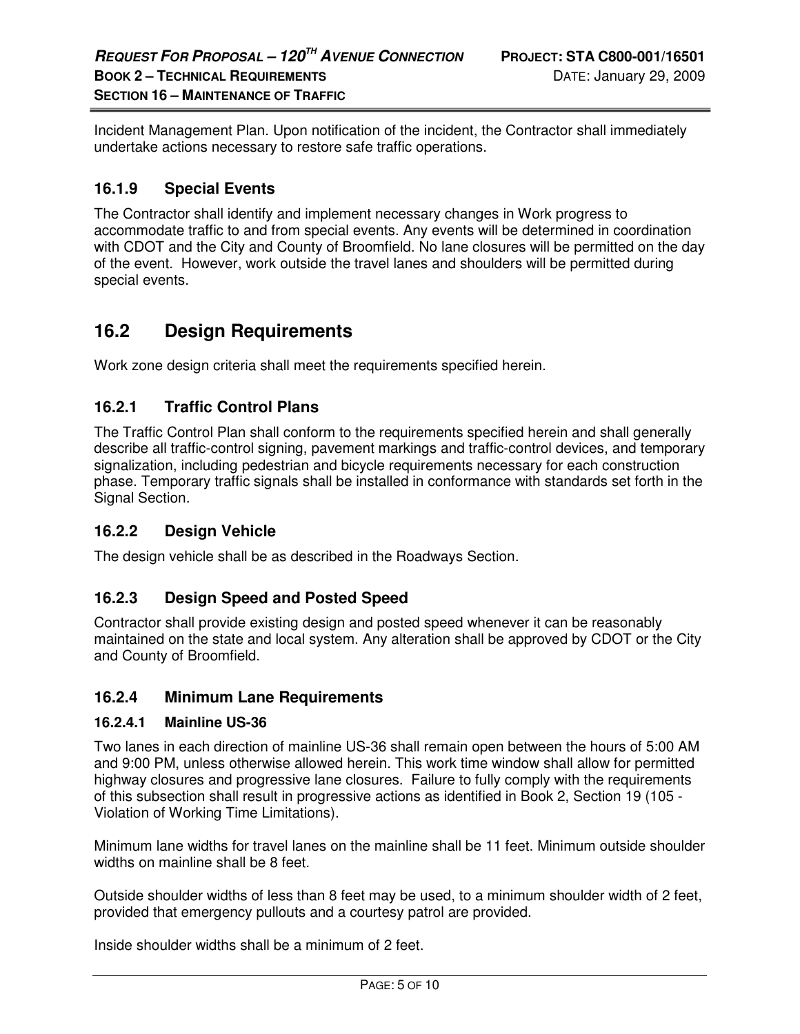Incident Management Plan. Upon notification of the incident, the Contractor shall immediately undertake actions necessary to restore safe traffic operations.

### 16.1.9 Special Events

The Contractor shall identify and implement necessary changes in Work progress to accommodate traffic to and from special events. Any events will be determined in coordination with CDOT and the City and County of Broomfield. No lane closures will be permitted on the day of the event. However, work outside the travel lanes and shoulders will be permitted during special events.

## 16.2 Design Requirements

Work zone design criteria shall meet the requirements specified herein.

### 16.2.1 Traffic Control Plans

The Traffic Control Plan shall conform to the requirements specified herein and shall generally describe all traffic-control signing, pavement markings and traffic-control devices, and temporary signalization, including pedestrian and bicycle requirements necessary for each construction phase. Temporary traffic signals shall be installed in conformance with standards set forth in the Signal Section.

### 16.2.2 Design Vehicle

The design vehicle shall be as described in the Roadways Section.

### 16.2.3 Design Speed and Posted Speed

Contractor shall provide existing design and posted speed whenever it can be reasonably maintained on the state and local system. Any alteration shall be approved by CDOT or the City and County of Broomfield.

### 16.2.4 Minimum Lane Requirements

#### 16.2.4.1 Mainline US-36

Two lanes in each direction of mainline US-36 shall remain open between the hours of 5:00 AM and 9:00 PM, unless otherwise allowed herein. This work time window shall allow for permitted highway closures and progressive lane closures. Failure to fully comply with the requirements of this subsection shall result in progressive actions as identified in Book 2, Section 19 (105 - Violation of Working Time Limitations).

Minimum lane widths for travel lanes on the mainline shall be 11 feet. Minimum outside shoulder widths on mainline shall be 8 feet.

Outside shoulder widths of less than 8 feet may be used, to a minimum shoulder width of 2 feet, provided that emergency pullouts and a courtesy patrol are provided.

Inside shoulder widths shall be a minimum of 2 feet.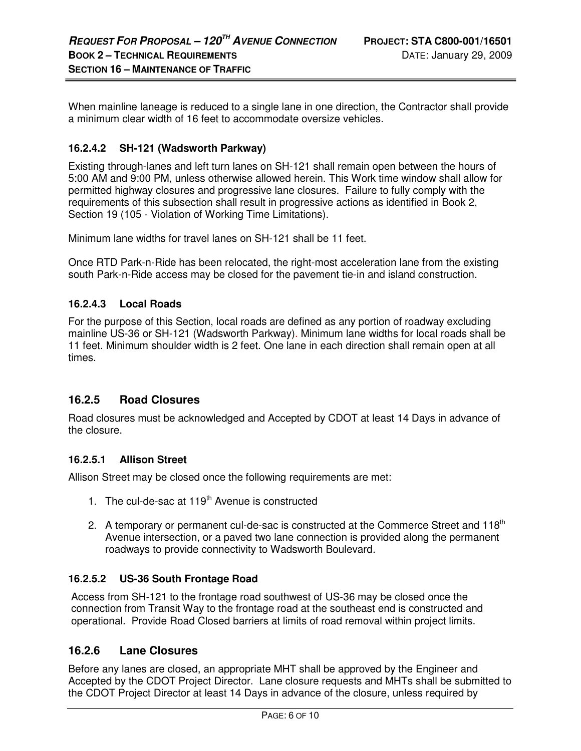When mainline laneage is reduced to a single lane in one direction, the Contractor shall provide a minimum clear width of 16 feet to accommodate oversize vehicles.

#### 16.2.4.2 SH-121 (Wadsworth Parkway)

Existing through-lanes and left turn lanes on SH-121 shall remain open between the hours of 5:00 AM and 9:00 PM, unless otherwise allowed herein. This Work time window shall allow for permitted highway closures and progressive lane closures. Failure to fully comply with the requirements of this subsection shall result in progressive actions as identified in Book 2, Section 19 (105 - Violation of Working Time Limitations).

Minimum lane widths for travel lanes on SH-121 shall be 11 feet.

Once RTD Park-n-Ride has been relocated, the right-most acceleration lane from the existing south Park-n-Ride access may be closed for the pavement tie-in and island construction.

#### 16.2.4.3 Local Roads

For the purpose of this Section, local roads are defined as any portion of roadway excluding mainline US-36 or SH-121 (Wadsworth Parkway). Minimum lane widths for local roads shall be 11 feet. Minimum shoulder width is 2 feet. One lane in each direction shall remain open at all times.

### 16.2.5 Road Closures

Road closures must be acknowledged and Accepted by CDOT at least 14 Days in advance of the closure.

#### 16.2.5.1 Allison Street

Allison Street may be closed once the following requirements are met:

1. The cul-de-sac at 119th Avenue is constructed
2. A temporary or permanent cul-de-sac is constructed at the Commerce Street and 118th Avenue intersection, or a paved two lane connection is provided along the permanent roadways to provide connectivity to Wadsworth Boulevard.

#### 16.2.5.2 US-36 South Frontage Road

Access from SH-121 to the frontage road southwest of US-36 may be closed once the connection from Transit Way to the frontage road at the southeast end is constructed and operational. Provide Road Closed barriers at limits of road removal within project limits.

### 16.2.6 Lane Closures

Before any lanes are closed, an appropriate MHT shall be approved by the Engineer and Accepted by the CDOT Project Director. Lane closure requests and MHTs shall be submitted to the CDOT Project Director at least 14 Days in advance of the closure, unless required by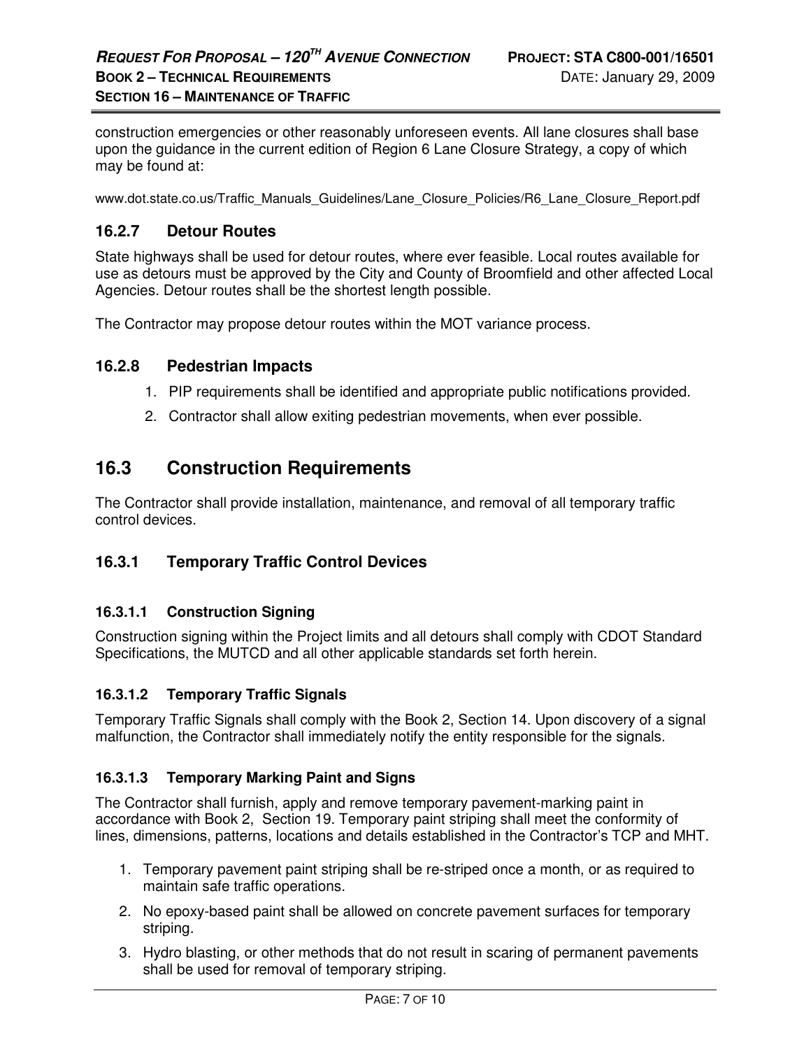construction emergencies or other reasonably unforeseen events. All lane closures shall base upon the guidance in the current edition of Region 6 Lane Closure Strategy, a copy of which may be found at:

www.dot.state.co.us/Traffic_Manuals_Guidelines/Lane_Closure_Policies/R6_Lane_Closure_Report.pdf

### 16.2.7 Detour Routes

State highways shall be used for detour routes, where ever feasible. Local routes available for use as detours must be approved by the City and County of Broomfield and other affected Local Agencies. Detour routes shall be the shortest length possible.

The Contractor may propose detour routes within the MOT variance process.

### 16.2.8 Pedestrian Impacts

1. PIP requirements shall be identified and appropriate public notifications provided.
2. Contractor shall allow exiting pedestrian movements, when ever possible.

## 16.3 Construction Requirements

The Contractor shall provide installation, maintenance, and removal of all temporary traffic control devices.

### 16.3.1 Temporary Traffic Control Devices

#### 16.3.1.1 Construction Signing

Construction signing within the Project limits and all detours shall comply with CDOT Standard Specifications, the MUTCD and all other applicable standards set forth herein.

#### 16.3.1.2 Temporary Traffic Signals

Temporary Traffic Signals shall comply with the Book 2, Section 14. Upon discovery of a signal malfunction, the Contractor shall immediately notify the entity responsible for the signals.

#### 16.3.1.3 Temporary Marking Paint and Signs

The Contractor shall furnish, apply and remove temporary pavement-marking paint in accordance with Book 2, Section 19. Temporary paint striping shall meet the conformity of lines, dimensions, patterns, locations and details established in the Contractor's TCP and MHT.

1. Temporary pavement paint striping shall be re-striped once a month, or as required to maintain safe traffic operations.
2. No epoxy-based paint shall be allowed on concrete pavement surfaces for temporary striping.
3. Hydro blasting, or other methods that do not result in scaring of permanent pavements shall be used for removal of temporary striping.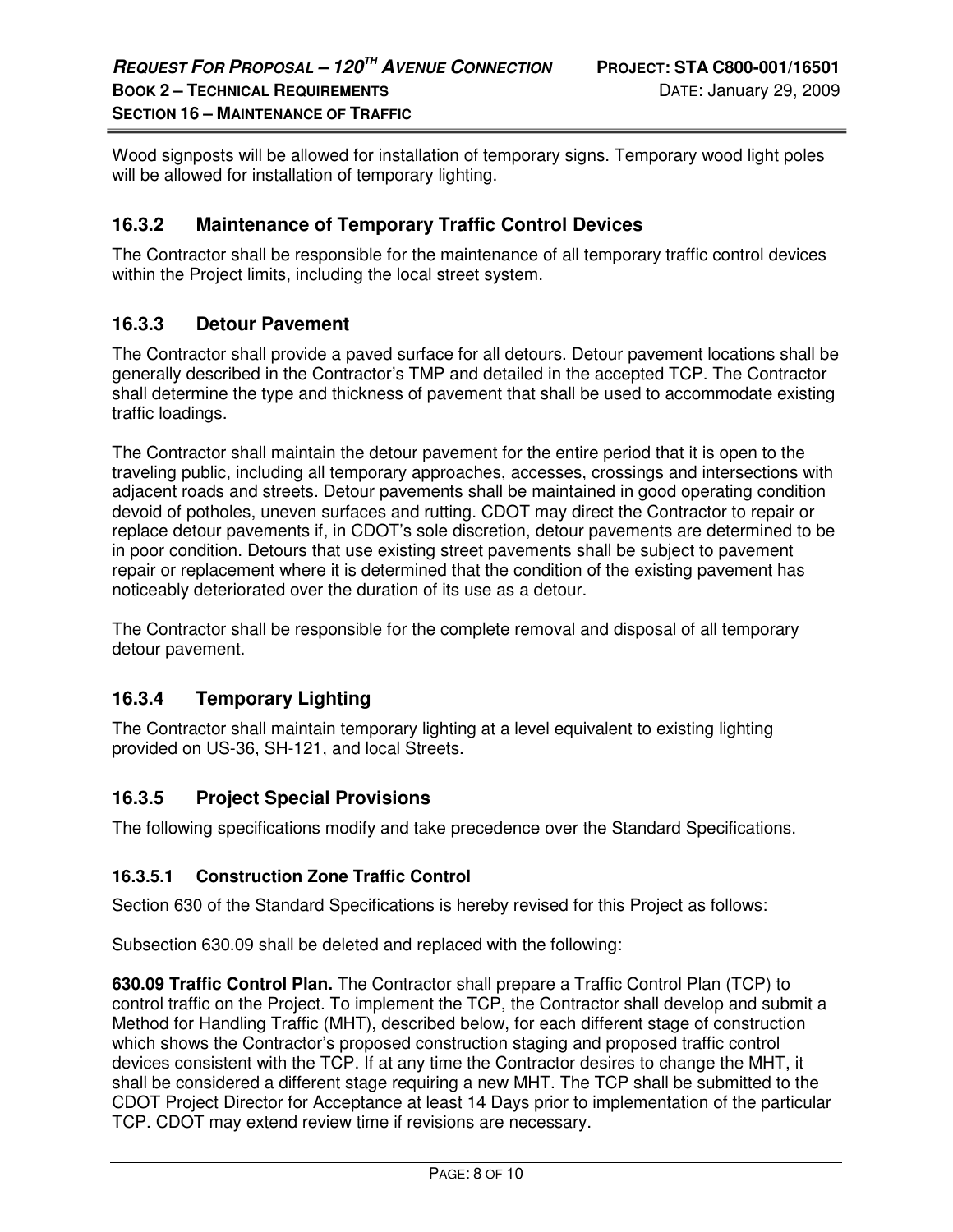Wood signposts will be allowed for installation of temporary signs. Temporary wood light poles will be allowed for installation of temporary lighting.

## 16.3.2 Maintenance of Temporary Traffic Control Devices

The Contractor shall be responsible for the maintenance of all temporary traffic control devices within the Project limits, including the local street system.

## 16.3.3 Detour Pavement

The Contractor shall provide a paved surface for all detours. Detour pavement locations shall be generally described in the Contractor's TMP and detailed in the accepted TCP. The Contractor shall determine the type and thickness of pavement that shall be used to accommodate existing traffic loadings.

The Contractor shall maintain the detour pavement for the entire period that it is open to the traveling public, including all temporary approaches, accesses, crossings and intersections with adjacent roads and streets. Detour pavements shall be maintained in good operating condition devoid of potholes, uneven surfaces and rutting. CDOT may direct the Contractor to repair or replace detour pavements if, in CDOT's sole discretion, detour pavements are determined to be in poor condition. Detours that use existing street pavements shall be subject to pavement repair or replacement where it is determined that the condition of the existing pavement has noticeably deteriorated over the duration of its use as a detour.

The Contractor shall be responsible for the complete removal and disposal of all temporary detour pavement.

## 16.3.4 Temporary Lighting

The Contractor shall maintain temporary lighting at a level equivalent to existing lighting provided on US-36, SH-121, and local Streets.

## 16.3.5 Project Special Provisions

The following specifications modify and take precedence over the Standard Specifications.

### 16.3.5.1 Construction Zone Traffic Control

Section 630 of the Standard Specifications is hereby revised for this Project as follows:

Subsection 630.09 shall be deleted and replaced with the following:

**630.09 Traffic Control Plan.** The Contractor shall prepare a Traffic Control Plan (TCP) to control traffic on the Project. To implement the TCP, the Contractor shall develop and submit a Method for Handling Traffic (MHT), described below, for each different stage of construction which shows the Contractor's proposed construction staging and proposed traffic control devices consistent with the TCP. If at any time the Contractor desires to change the MHT, it shall be considered a different stage requiring a new MHT. The TCP shall be submitted to the CDOT Project Director for Acceptance at least 14 Days prior to implementation of the particular TCP. CDOT may extend review time if revisions are necessary.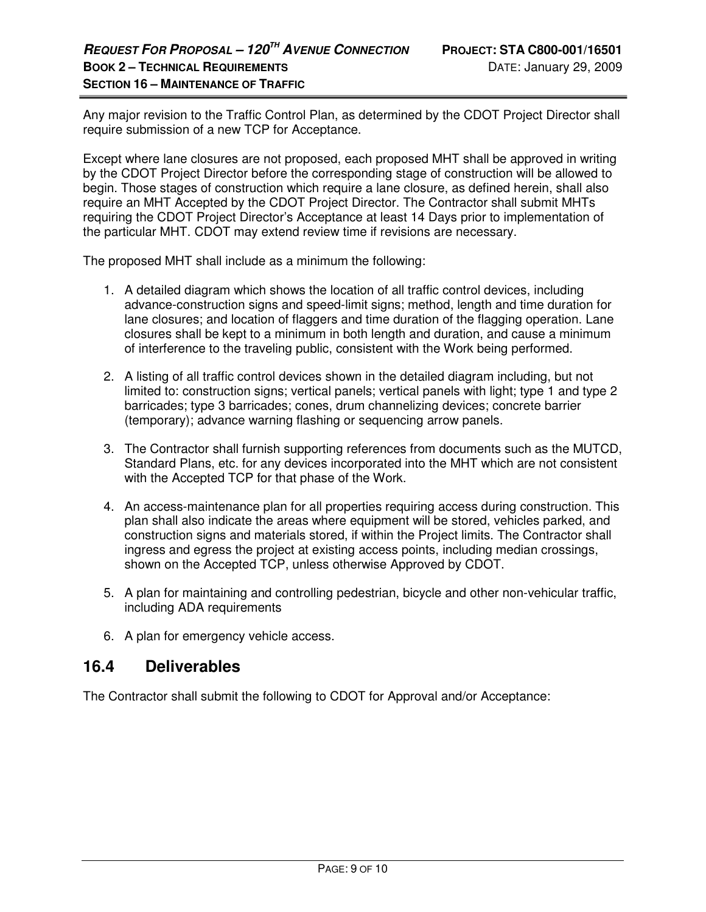Any major revision to the Traffic Control Plan, as determined by the CDOT Project Director shall require submission of a new TCP for Acceptance.

Except where lane closures are not proposed, each proposed MHT shall be approved in writing by the CDOT Project Director before the corresponding stage of construction will be allowed to begin. Those stages of construction which require a lane closure, as defined herein, shall also require an MHT Accepted by the CDOT Project Director. The Contractor shall submit MHTs requiring the CDOT Project Director's Acceptance at least 14 Days prior to implementation of the particular MHT. CDOT may extend review time if revisions are necessary.

The proposed MHT shall include as a minimum the following:

1. A detailed diagram which shows the location of all traffic control devices, including advance-construction signs and speed-limit signs; method, length and time duration for lane closures; and location of flaggers and time duration of the flagging operation. Lane closures shall be kept to a minimum in both length and duration, and cause a minimum of interference to the traveling public, consistent with the Work being performed.

2. A listing of all traffic control devices shown in the detailed diagram including, but not limited to: construction signs; vertical panels; vertical panels with light; type 1 and type 2 barricades; type 3 barricades; cones, drum channelizing devices; concrete barrier (temporary); advance warning flashing or sequencing arrow panels.

3. The Contractor shall furnish supporting references from documents such as the MUTCD, Standard Plans, etc. for any devices incorporated into the MHT which are not consistent with the Accepted TCP for that phase of the Work.

4. An access-maintenance plan for all properties requiring access during construction. This plan shall also indicate the areas where equipment will be stored, vehicles parked, and construction signs and materials stored, if within the Project limits. The Contractor shall ingress and egress the project at existing access points, including median crossings, shown on the Accepted TCP, unless otherwise Approved by CDOT.

5. A plan for maintaining and controlling pedestrian, bicycle and other non-vehicular traffic, including ADA requirements

6. A plan for emergency vehicle access.

## 16.4 Deliverables

The Contractor shall submit the following to CDOT for Approval and/or Acceptance: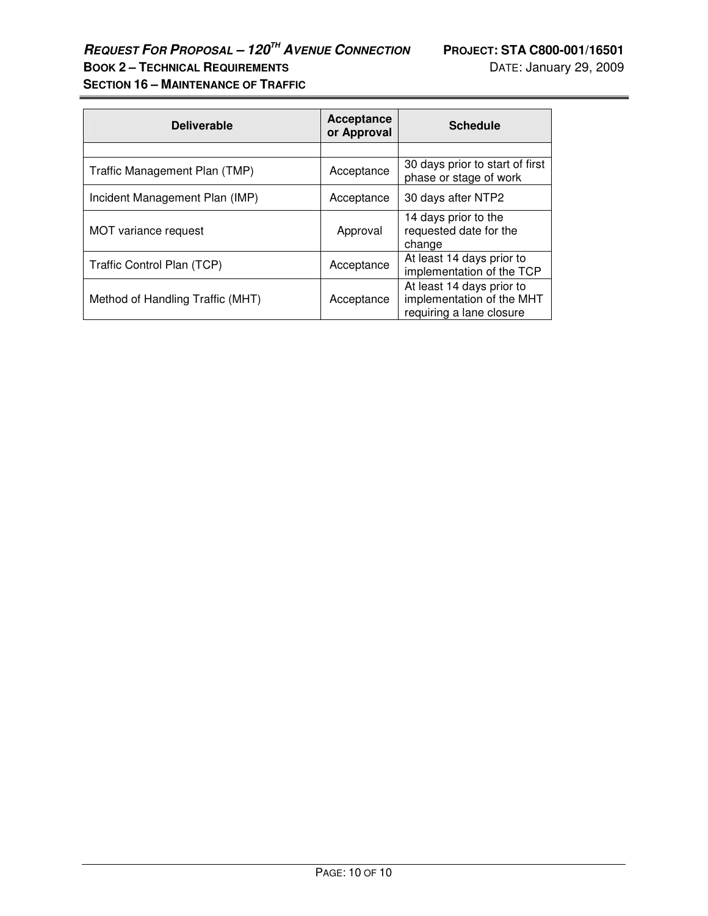| Deliverable | Acceptance or Approval | Schedule |
| --- | --- | --- |
| | | |
| Traffic Management Plan (TMP) | Acceptance | 30 days prior to start of first phase or stage of work |
| Incident Management Plan (IMP) | Acceptance | 30 days after NTP2 |
| MOT variance request | Approval | 14 days prior to the requested date for the change |
| Traffic Control Plan (TCP) | Acceptance | At least 14 days prior to implementation of the TCP |
| Method of Handling Traffic (MHT) | Acceptance | At least 14 days prior to implementation of the MHT requiring a lane closure |